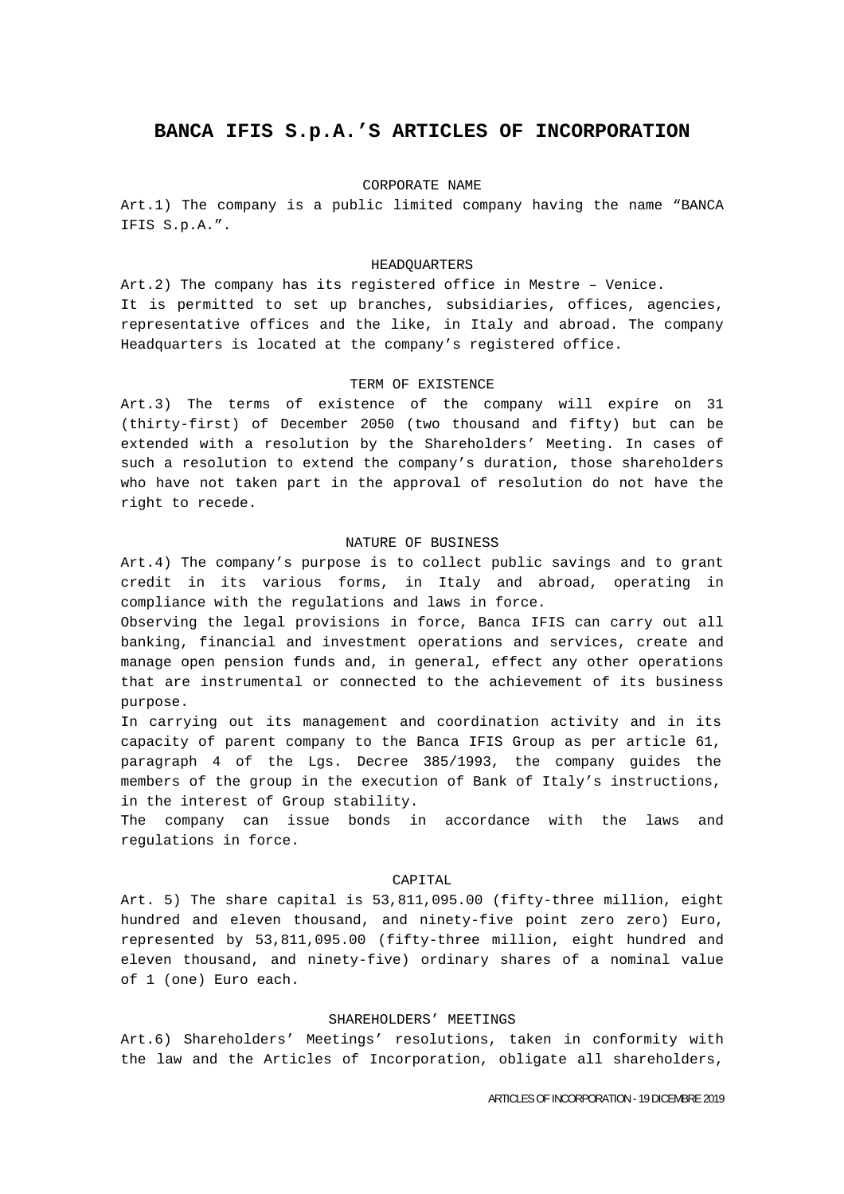# BANCA IFIS S.p.A.'S ARTICLES OF INCORPORATION

## CORPORATE NAME

Art.1) The company is a public limited company having the name "BANCA IFIS S.p.A.".

## HEADQUARTERS

Art.2) The company has its registered office in Mestre – Venice.
It is permitted to set up branches, subsidiaries, offices, agencies, representative offices and the like, in Italy and abroad. The company Headquarters is located at the company's registered office.

## TERM OF EXISTENCE

Art.3) The terms of existence of the company will expire on 31 (thirty-first) of December 2050 (two thousand and fifty) but can be extended with a resolution by the Shareholders' Meeting. In cases of such a resolution to extend the company's duration, those shareholders who have not taken part in the approval of resolution do not have the right to recede.

## NATURE OF BUSINESS

Art.4) The company's purpose is to collect public savings and to grant credit in its various forms, in Italy and abroad, operating in compliance with the regulations and laws in force.
Observing the legal provisions in force, Banca IFIS can carry out all banking, financial and investment operations and services, create and manage open pension funds and, in general, effect any other operations that are instrumental or connected to the achievement of its business purpose.
In carrying out its management and coordination activity and in its capacity of parent company to the Banca IFIS Group as per article 61, paragraph 4 of the Lgs. Decree 385/1993, the company guides the members of the group in the execution of Bank of Italy's instructions, in the interest of Group stability.
The company can issue bonds in accordance with the laws and regulations in force.

## CAPITAL

Art. 5) The share capital is 53,811,095.00 (fifty-three million, eight hundred and eleven thousand, and ninety-five point zero zero) Euro, represented by 53,811,095.00 (fifty-three million, eight hundred and eleven thousand, and ninety-five) ordinary shares of a nominal value of 1 (one) Euro each.

## SHAREHOLDERS' MEETINGS

Art.6) Shareholders' Meetings' resolutions, taken in conformity with the law and the Articles of Incorporation, obligate all shareholders,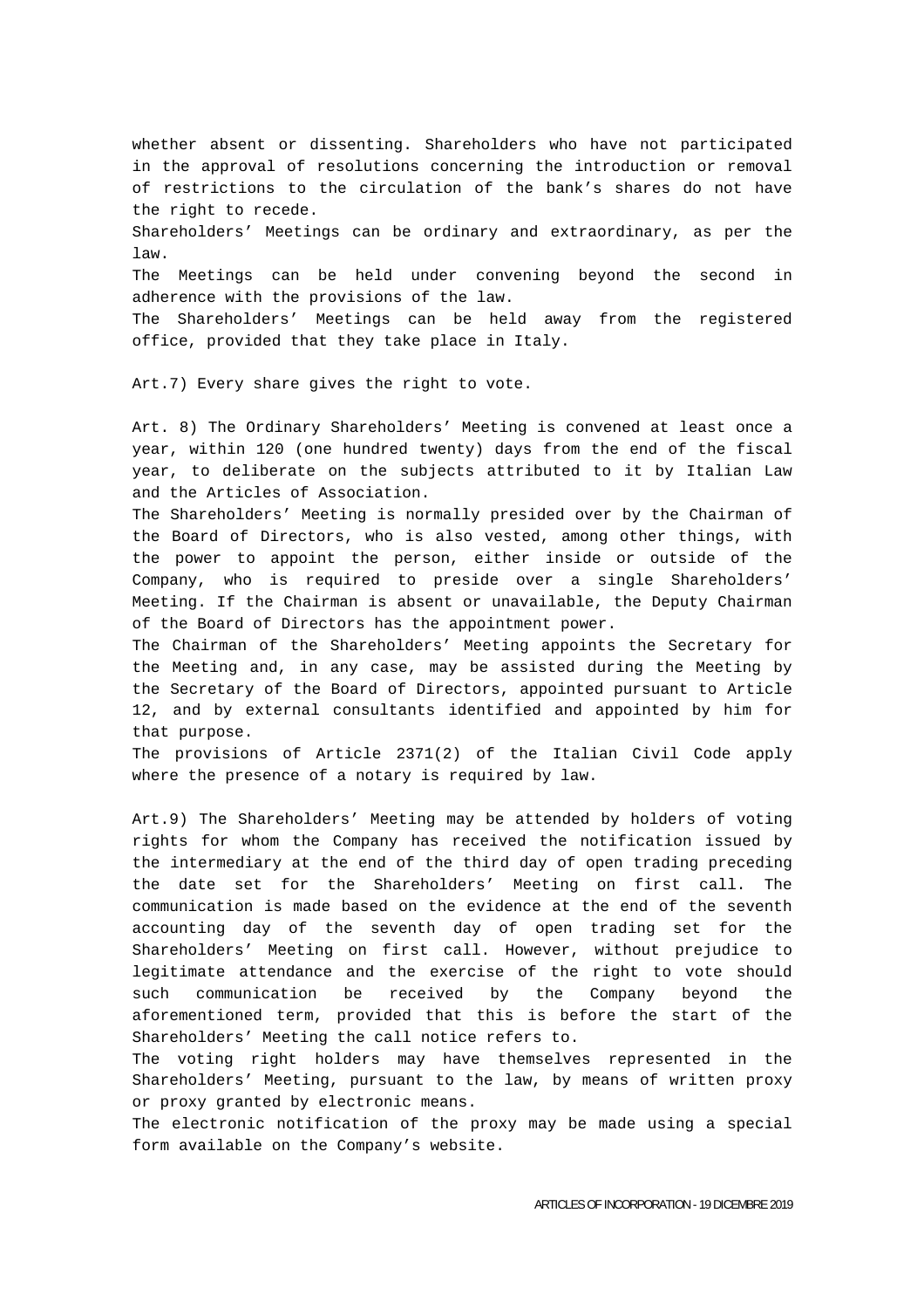whether absent or dissenting. Shareholders who have not participated in the approval of resolutions concerning the introduction or removal of restrictions to the circulation of the bank’s shares do not have the right to recede.
Shareholders’ Meetings can be ordinary and extraordinary, as per the law.
The Meetings can be held under convening beyond the second in adherence with the provisions of the law.
The Shareholders’ Meetings can be held away from the registered office, provided that they take place in Italy.

Art.7) Every share gives the right to vote.

Art. 8) The Ordinary Shareholders’ Meeting is convened at least once a year, within 120 (one hundred twenty) days from the end of the fiscal year, to deliberate on the subjects attributed to it by Italian Law and the Articles of Association.
The Shareholders’ Meeting is normally presided over by the Chairman of the Board of Directors, who is also vested, among other things, with the power to appoint the person, either inside or outside of the Company, who is required to preside over a single Shareholders’ Meeting. If the Chairman is absent or unavailable, the Deputy Chairman of the Board of Directors has the appointment power.
The Chairman of the Shareholders’ Meeting appoints the Secretary for the Meeting and, in any case, may be assisted during the Meeting by the Secretary of the Board of Directors, appointed pursuant to Article 12, and by external consultants identified and appointed by him for that purpose.
The provisions of Article 2371(2) of the Italian Civil Code apply where the presence of a notary is required by law.

Art.9) The Shareholders’ Meeting may be attended by holders of voting rights for whom the Company has received the notification issued by the intermediary at the end of the third day of open trading preceding the date set for the Shareholders’ Meeting on first call. The communication is made based on the evidence at the end of the seventh accounting day of the seventh day of open trading set for the Shareholders’ Meeting on first call. However, without prejudice to legitimate attendance and the exercise of the right to vote should such communication be received by the Company beyond the aforementioned term, provided that this is before the start of the Shareholders’ Meeting the call notice refers to.
The voting right holders may have themselves represented in the Shareholders’ Meeting, pursuant to the law, by means of written proxy or proxy granted by electronic means.
The electronic notification of the proxy may be made using a special form available on the Company’s website.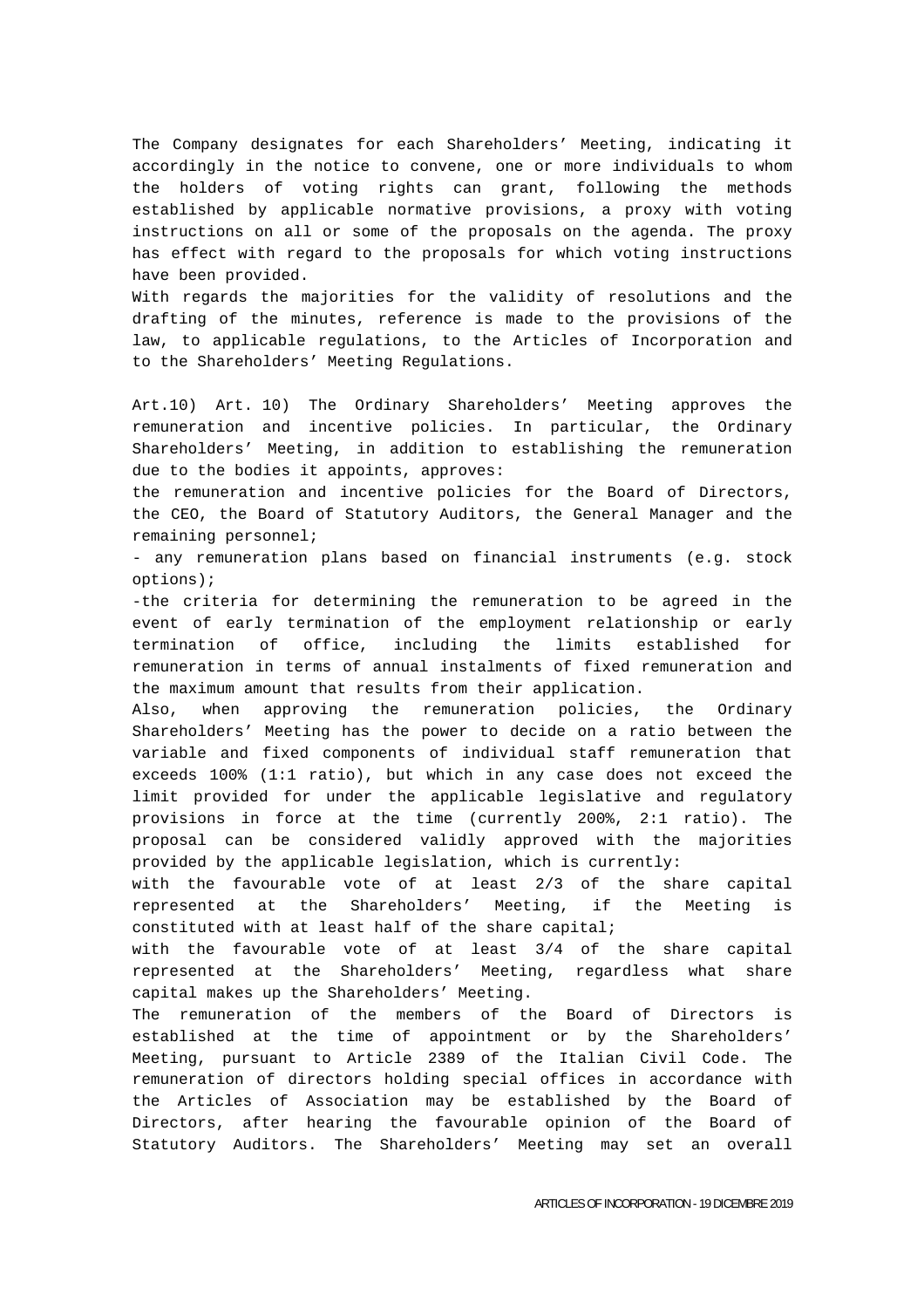The Company designates for each Shareholders' Meeting, indicating it accordingly in the notice to convene, one or more individuals to whom the holders of voting rights can grant, following the methods established by applicable normative provisions, a proxy with voting instructions on all or some of the proposals on the agenda. The proxy has effect with regard to the proposals for which voting instructions have been provided.

With regards the majorities for the validity of resolutions and the drafting of the minutes, reference is made to the provisions of the law, to applicable regulations, to the Articles of Incorporation and to the Shareholders' Meeting Regulations.

Art.10) Art. 10) The Ordinary Shareholders' Meeting approves the remuneration and incentive policies. In particular, the Ordinary Shareholders' Meeting, in addition to establishing the remuneration due to the bodies it appoints, approves:

the remuneration and incentive policies for the Board of Directors, the CEO, the Board of Statutory Auditors, the General Manager and the remaining personnel;

- any remuneration plans based on financial instruments (e.g. stock options);
- the criteria for determining the remuneration to be agreed in the event of early termination of the employment relationship or early termination of office, including the limits established for remuneration in terms of annual instalments of fixed remuneration and the maximum amount that results from their application.

Also, when approving the remuneration policies, the Ordinary Shareholders' Meeting has the power to decide on a ratio between the variable and fixed components of individual staff remuneration that exceeds 100% (1:1 ratio), but which in any case does not exceed the limit provided for under the applicable legislative and regulatory provisions in force at the time (currently 200%, 2:1 ratio). The proposal can be considered validly approved with the majorities provided by the applicable legislation, which is currently:

with the favourable vote of at least 2/3 of the share capital represented at the Shareholders' Meeting, if the Meeting is constituted with at least half of the share capital;

with the favourable vote of at least 3/4 of the share capital represented at the Shareholders' Meeting, regardless what share capital makes up the Shareholders' Meeting.

The remuneration of the members of the Board of Directors is established at the time of appointment or by the Shareholders' Meeting, pursuant to Article 2389 of the Italian Civil Code. The remuneration of directors holding special offices in accordance with the Articles of Association may be established by the Board of Directors, after hearing the favourable opinion of the Board of Statutory Auditors. The Shareholders' Meeting may set an overall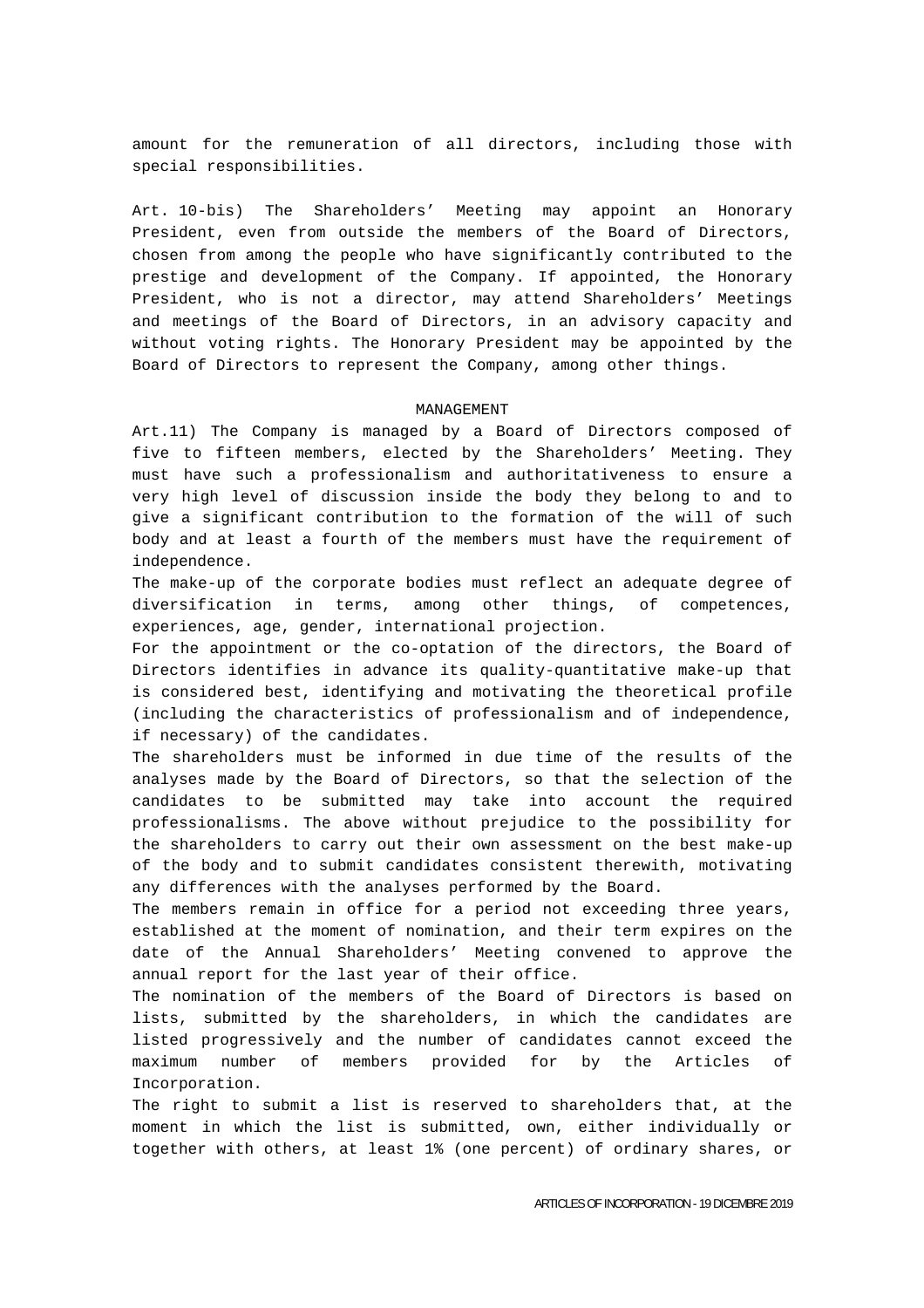amount for the remuneration of all directors, including those with special responsibilities.

Art. 10-bis) The Shareholders' Meeting may appoint an Honorary President, even from outside the members of the Board of Directors, chosen from among the people who have significantly contributed to the prestige and development of the Company. If appointed, the Honorary President, who is not a director, may attend Shareholders' Meetings and meetings of the Board of Directors, in an advisory capacity and without voting rights. The Honorary President may be appointed by the Board of Directors to represent the Company, among other things.

## MANAGEMENT

Art.11) The Company is managed by a Board of Directors composed of five to fifteen members, elected by the Shareholders' Meeting. They must have such a professionalism and authoritativeness to ensure a very high level of discussion inside the body they belong to and to give a significant contribution to the formation of the will of such body and at least a fourth of the members must have the requirement of independence.

The make-up of the corporate bodies must reflect an adequate degree of diversification in terms, among other things, of competences, experiences, age, gender, international projection.

For the appointment or the co-optation of the directors, the Board of Directors identifies in advance its quality-quantitative make-up that is considered best, identifying and motivating the theoretical profile (including the characteristics of professionalism and of independence, if necessary) of the candidates.

The shareholders must be informed in due time of the results of the analyses made by the Board of Directors, so that the selection of the candidates to be submitted may take into account the required professionalisms. The above without prejudice to the possibility for the shareholders to carry out their own assessment on the best make-up of the body and to submit candidates consistent therewith, motivating any differences with the analyses performed by the Board.

The members remain in office for a period not exceeding three years, established at the moment of nomination, and their term expires on the date of the Annual Shareholders' Meeting convened to approve the annual report for the last year of their office.

The nomination of the members of the Board of Directors is based on lists, submitted by the shareholders, in which the candidates are listed progressively and the number of candidates cannot exceed the maximum number of members provided for by the Articles of Incorporation.

The right to submit a list is reserved to shareholders that, at the moment in which the list is submitted, own, either individually or together with others, at least 1% (one percent) of ordinary shares, or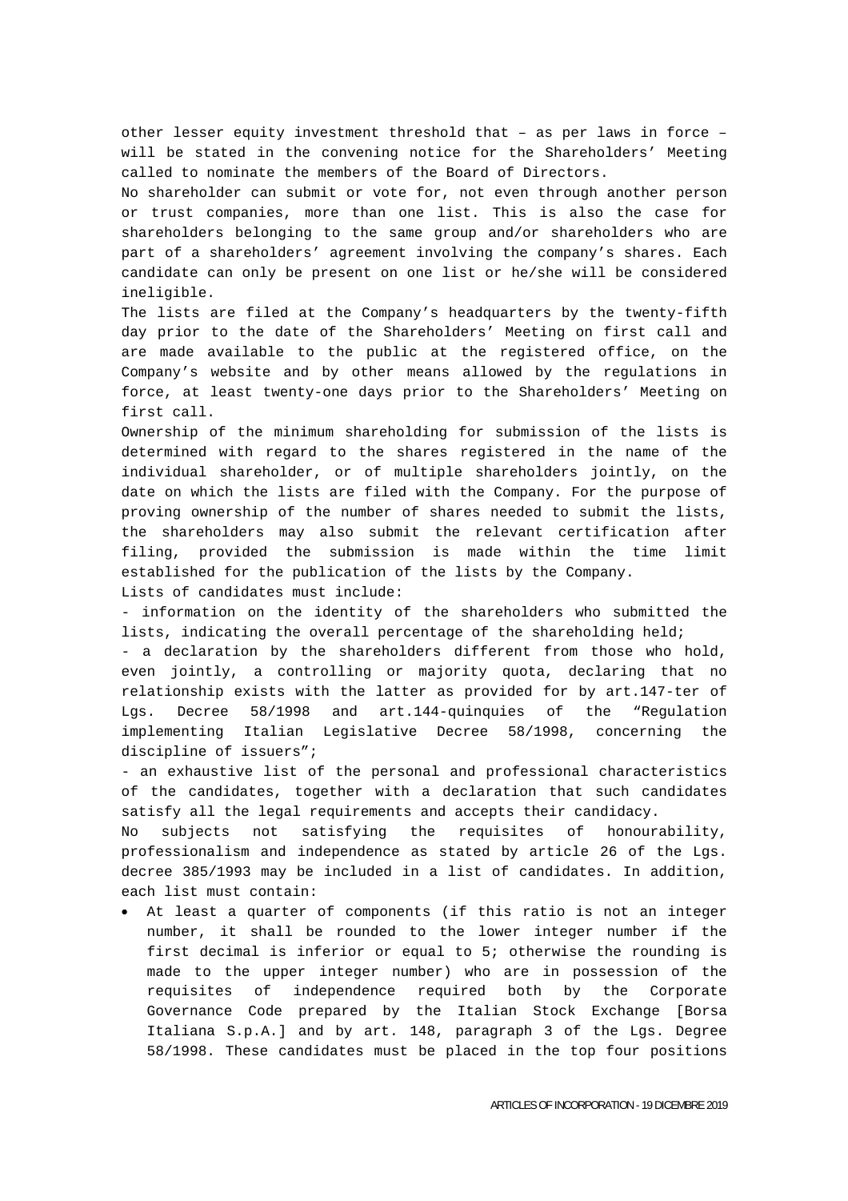other lesser equity investment threshold that – as per laws in force – will be stated in the convening notice for the Shareholders' Meeting called to nominate the members of the Board of Directors.

No shareholder can submit or vote for, not even through another person or trust companies, more than one list. This is also the case for shareholders belonging to the same group and/or shareholders who are part of a shareholders' agreement involving the company's shares. Each candidate can only be present on one list or he/she will be considered ineligible.

The lists are filed at the Company's headquarters by the twenty-fifth day prior to the date of the Shareholders' Meeting on first call and are made available to the public at the registered office, on the Company's website and by other means allowed by the regulations in force, at least twenty-one days prior to the Shareholders' Meeting on first call.

Ownership of the minimum shareholding for submission of the lists is determined with regard to the shares registered in the name of the individual shareholder, or of multiple shareholders jointly, on the date on which the lists are filed with the Company. For the purpose of proving ownership of the number of shares needed to submit the lists, the shareholders may also submit the relevant certification after filing, provided the submission is made within the time limit established for the publication of the lists by the Company.

Lists of candidates must include:

- information on the identity of the shareholders who submitted the lists, indicating the overall percentage of the shareholding held;
- a declaration by the shareholders different from those who hold, even jointly, a controlling or majority quota, declaring that no relationship exists with the latter as provided for by art.147-ter of Lgs. Decree 58/1998 and art.144-quinquies of the "Regulation implementing Italian Legislative Decree 58/1998, concerning the discipline of issuers";
- an exhaustive list of the personal and professional characteristics of the candidates, together with a declaration that such candidates satisfy all the legal requirements and accepts their candidacy.

No subjects not satisfying the requisites of honourability, professionalism and independence as stated by article 26 of the Lgs. decree 385/1993 may be included in a list of candidates. In addition, each list must contain:

- At least a quarter of components (if this ratio is not an integer number, it shall be rounded to the lower integer number if the first decimal is inferior or equal to 5; otherwise the rounding is made to the upper integer number) who are in possession of the requisites of independence required both by the Corporate Governance Code prepared by the Italian Stock Exchange [Borsa Italiana S.p.A.] and by art. 148, paragraph 3 of the Lgs. Degree 58/1998. These candidates must be placed in the top four positions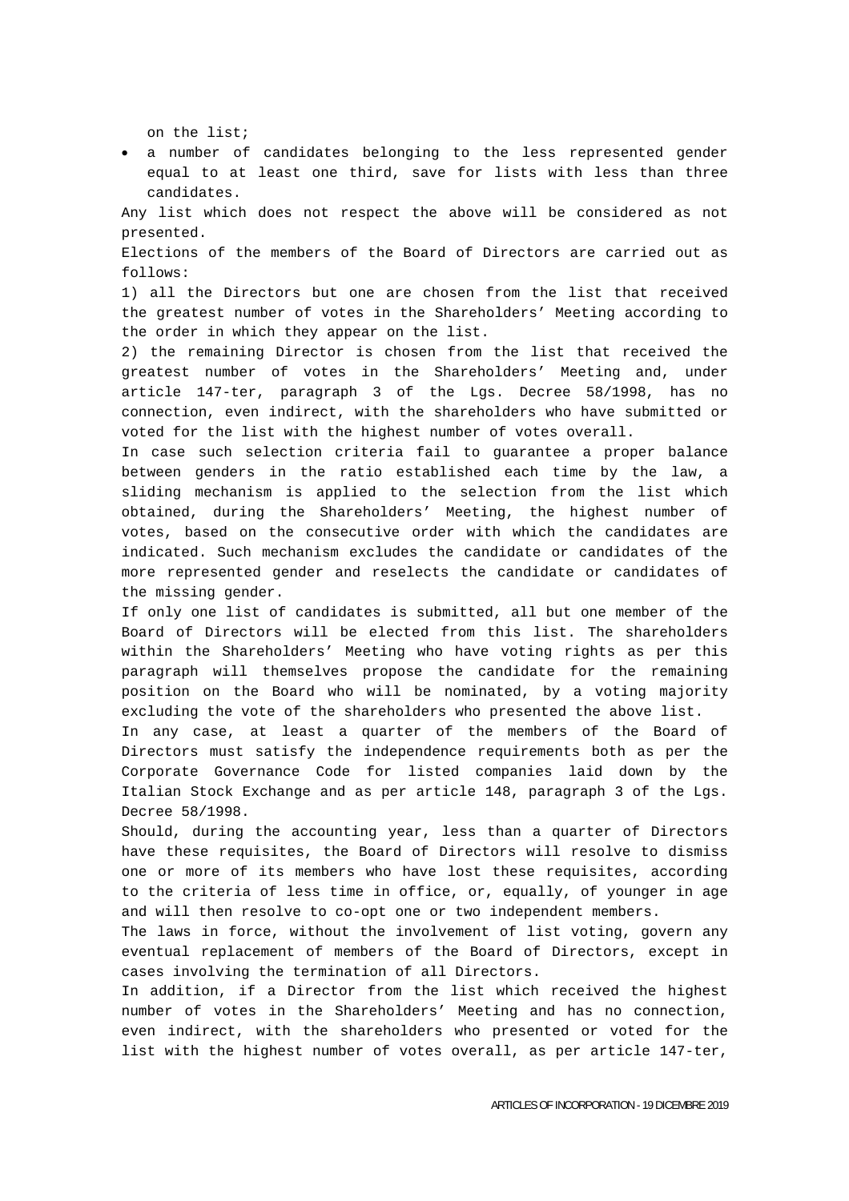on the list;

- a number of candidates belonging to the less represented gender equal to at least one third, save for lists with less than three candidates.

Any list which does not respect the above will be considered as not presented.

Elections of the members of the Board of Directors are carried out as follows:

1) all the Directors but one are chosen from the list that received the greatest number of votes in the Shareholders' Meeting according to the order in which they appear on the list.

2) the remaining Director is chosen from the list that received the greatest number of votes in the Shareholders' Meeting and, under article 147-ter, paragraph 3 of the Lgs. Decree 58/1998, has no connection, even indirect, with the shareholders who have submitted or voted for the list with the highest number of votes overall.

In case such selection criteria fail to guarantee a proper balance between genders in the ratio established each time by the law, a sliding mechanism is applied to the selection from the list which obtained, during the Shareholders' Meeting, the highest number of votes, based on the consecutive order with which the candidates are indicated. Such mechanism excludes the candidate or candidates of the more represented gender and reselects the candidate or candidates of the missing gender.

If only one list of candidates is submitted, all but one member of the Board of Directors will be elected from this list. The shareholders within the Shareholders' Meeting who have voting rights as per this paragraph will themselves propose the candidate for the remaining position on the Board who will be nominated, by a voting majority excluding the vote of the shareholders who presented the above list.

In any case, at least a quarter of the members of the Board of Directors must satisfy the independence requirements both as per the Corporate Governance Code for listed companies laid down by the Italian Stock Exchange and as per article 148, paragraph 3 of the Lgs. Decree 58/1998.

Should, during the accounting year, less than a quarter of Directors have these requisites, the Board of Directors will resolve to dismiss one or more of its members who have lost these requisites, according to the criteria of less time in office, or, equally, of younger in age and will then resolve to co-opt one or two independent members.

The laws in force, without the involvement of list voting, govern any eventual replacement of members of the Board of Directors, except in cases involving the termination of all Directors.

In addition, if a Director from the list which received the highest number of votes in the Shareholders' Meeting and has no connection, even indirect, with the shareholders who presented or voted for the list with the highest number of votes overall, as per article 147-ter,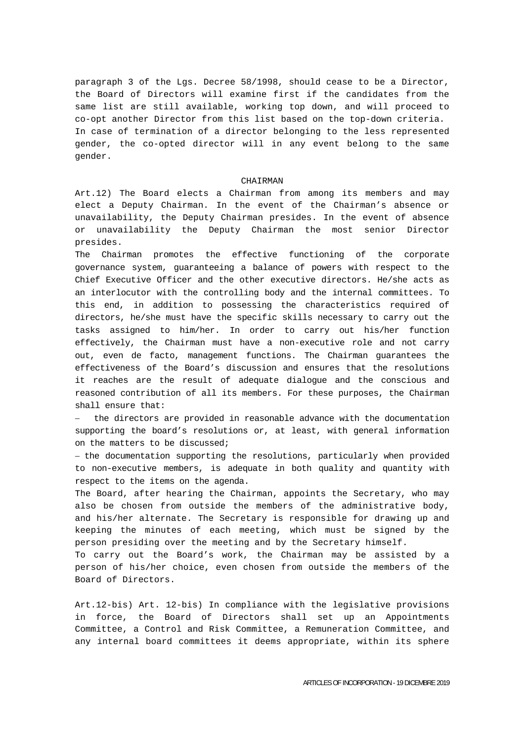paragraph 3 of the Lgs. Decree 58/1998, should cease to be a Director, the Board of Directors will examine first if the candidates from the same list are still available, working top down, and will proceed to co-opt another Director from this list based on the top-down criteria. In case of termination of a director belonging to the less represented gender, the co-opted director will in any event belong to the same gender.

## CHAIRMAN

Art.12) The Board elects a Chairman from among its members and may elect a Deputy Chairman. In the event of the Chairman's absence or unavailability, the Deputy Chairman presides. In the event of absence or unavailability the Deputy Chairman the most senior Director presides.

The Chairman promotes the effective functioning of the corporate governance system, guaranteeing a balance of powers with respect to the Chief Executive Officer and the other executive directors. He/she acts as an interlocutor with the controlling body and the internal committees. To this end, in addition to possessing the characteristics required of directors, he/she must have the specific skills necessary to carry out the tasks assigned to him/her. In order to carry out his/her function effectively, the Chairman must have a non-executive role and not carry out, even de facto, management functions. The Chairman guarantees the effectiveness of the Board's discussion and ensures that the resolutions it reaches are the result of adequate dialogue and the conscious and reasoned contribution of all its members. For these purposes, the Chairman shall ensure that:

- the directors are provided in reasonable advance with the documentation supporting the board's resolutions or, at least, with general information on the matters to be discussed;
- the documentation supporting the resolutions, particularly when provided to non-executive members, is adequate in both quality and quantity with respect to the items on the agenda.

The Board, after hearing the Chairman, appoints the Secretary, who may also be chosen from outside the members of the administrative body, and his/her alternate. The Secretary is responsible for drawing up and keeping the minutes of each meeting, which must be signed by the person presiding over the meeting and by the Secretary himself.

To carry out the Board's work, the Chairman may be assisted by a person of his/her choice, even chosen from outside the members of the Board of Directors.

Art.12-bis) Art. 12-bis) In compliance with the legislative provisions in force, the Board of Directors shall set up an Appointments Committee, a Control and Risk Committee, a Remuneration Committee, and any internal board committees it deems appropriate, within its sphere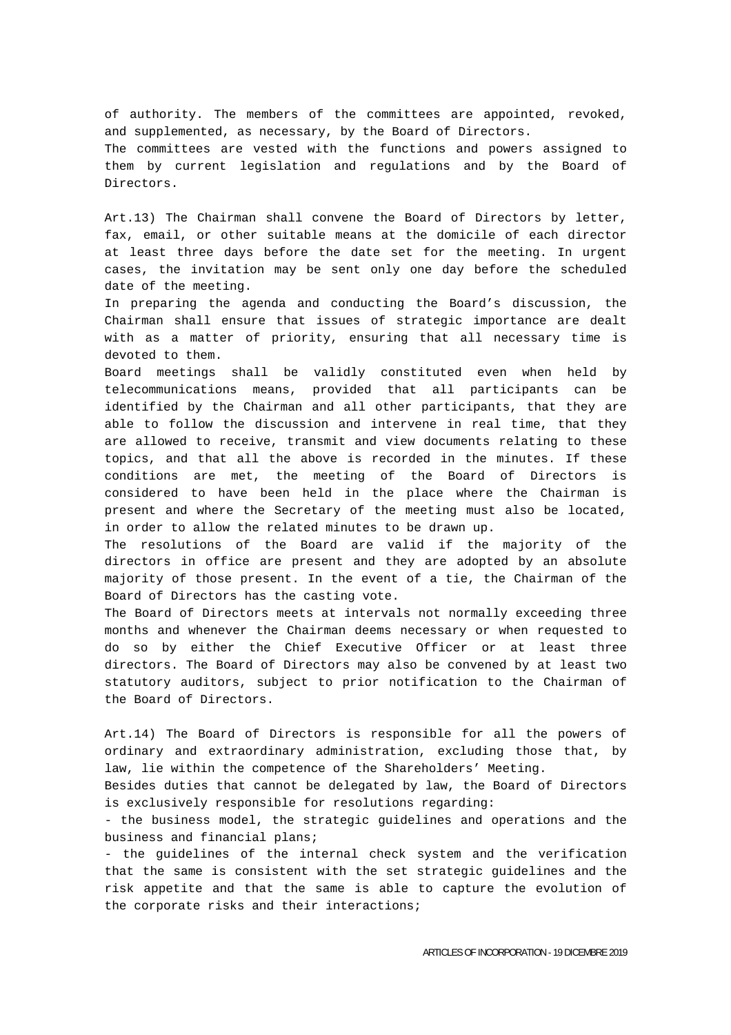of authority. The members of the committees are appointed, revoked, and supplemented, as necessary, by the Board of Directors.
The committees are vested with the functions and powers assigned to them by current legislation and regulations and by the Board of Directors.

Art.13) The Chairman shall convene the Board of Directors by letter, fax, email, or other suitable means at the domicile of each director at least three days before the date set for the meeting. In urgent cases, the invitation may be sent only one day before the scheduled date of the meeting.
In preparing the agenda and conducting the Board's discussion, the Chairman shall ensure that issues of strategic importance are dealt with as a matter of priority, ensuring that all necessary time is devoted to them.
Board meetings shall be validly constituted even when held by telecommunications means, provided that all participants can be identified by the Chairman and all other participants, that they are able to follow the discussion and intervene in real time, that they are allowed to receive, transmit and view documents relating to these topics, and that all the above is recorded in the minutes. If these conditions are met, the meeting of the Board of Directors is considered to have been held in the place where the Chairman is present and where the Secretary of the meeting must also be located, in order to allow the related minutes to be drawn up.
The resolutions of the Board are valid if the majority of the directors in office are present and they are adopted by an absolute majority of those present. In the event of a tie, the Chairman of the Board of Directors has the casting vote.
The Board of Directors meets at intervals not normally exceeding three months and whenever the Chairman deems necessary or when requested to do so by either the Chief Executive Officer or at least three directors. The Board of Directors may also be convened by at least two statutory auditors, subject to prior notification to the Chairman of the Board of Directors.

Art.14) The Board of Directors is responsible for all the powers of ordinary and extraordinary administration, excluding those that, by law, lie within the competence of the Shareholders' Meeting.
Besides duties that cannot be delegated by law, the Board of Directors is exclusively responsible for resolutions regarding:
- the business model, the strategic guidelines and operations and the business and financial plans;
- the guidelines of the internal check system and the verification that the same is consistent with the set strategic guidelines and the risk appetite and that the same is able to capture the evolution of the corporate risks and their interactions;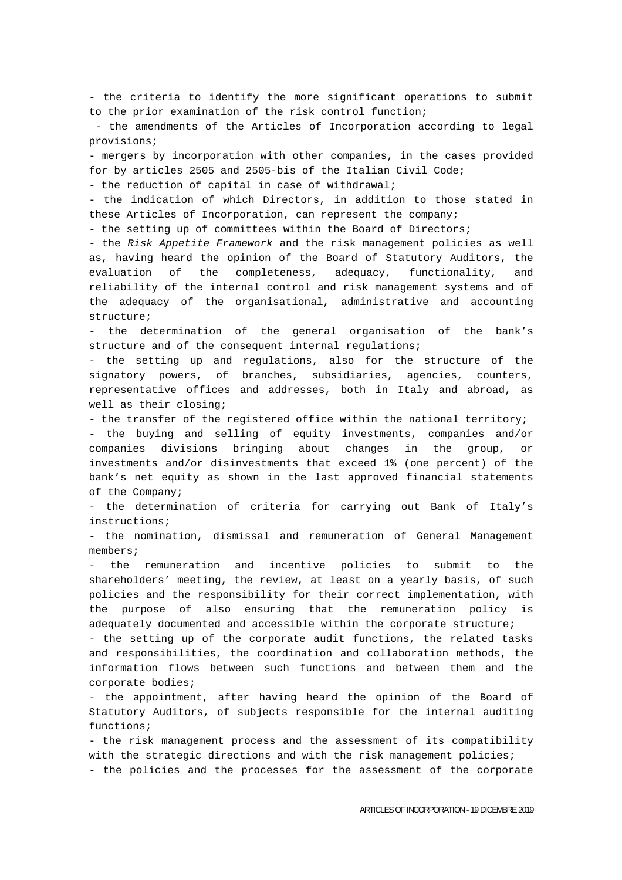- the criteria to identify the more significant operations to submit to the prior examination of the risk control function;

- the amendments of the Articles of Incorporation according to legal provisions;

- mergers by incorporation with other companies, in the cases provided for by articles 2505 and 2505-bis of the Italian Civil Code;

- the reduction of capital in case of withdrawal;

- the indication of which Directors, in addition to those stated in these Articles of Incorporation, can represent the company;

- the setting up of committees within the Board of Directors;

- the *Risk Appetite Framework* and the risk management policies as well as, having heard the opinion of the Board of Statutory Auditors, the evaluation of the completeness, adequacy, functionality, and reliability of the internal control and risk management systems and of the adequacy of the organisational, administrative and accounting structure;

- the determination of the general organisation of the bank's structure and of the consequent internal regulations;

- the setting up and regulations, also for the structure of the signatory powers, of branches, subsidiaries, agencies, counters, representative offices and addresses, both in Italy and abroad, as well as their closing;

- the transfer of the registered office within the national territory;

- the buying and selling of equity investments, companies and/or companies divisions bringing about changes in the group, or investments and/or disinvestments that exceed 1% (one percent) of the bank's net equity as shown in the last approved financial statements of the Company;

- the determination of criteria for carrying out Bank of Italy's instructions;

- the nomination, dismissal and remuneration of General Management members;

- the remuneration and incentive policies to submit to the shareholders' meeting, the review, at least on a yearly basis, of such policies and the responsibility for their correct implementation, with the purpose of also ensuring that the remuneration policy is adequately documented and accessible within the corporate structure;

- the setting up of the corporate audit functions, the related tasks and responsibilities, the coordination and collaboration methods, the information flows between such functions and between them and the corporate bodies;

- the appointment, after having heard the opinion of the Board of Statutory Auditors, of subjects responsible for the internal auditing functions;

- the risk management process and the assessment of its compatibility with the strategic directions and with the risk management policies;

- the policies and the processes for the assessment of the corporate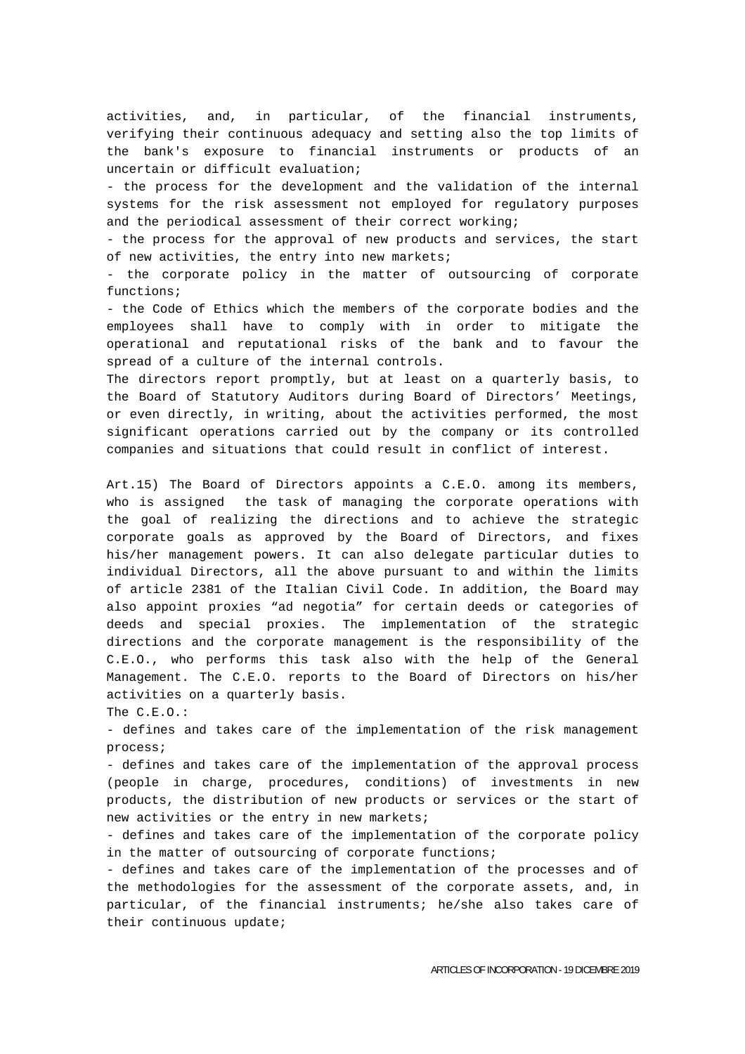activities, and, in particular, of the financial instruments, verifying their continuous adequacy and setting also the top limits of the bank's exposure to financial instruments or products of an uncertain or difficult evaluation;

- the process for the development and the validation of the internal systems for the risk assessment not employed for regulatory purposes and the periodical assessment of their correct working;
- the process for the approval of new products and services, the start of new activities, the entry into new markets;
- the corporate policy in the matter of outsourcing of corporate functions;
- the Code of Ethics which the members of the corporate bodies and the employees shall have to comply with in order to mitigate the operational and reputational risks of the bank and to favour the spread of a culture of the internal controls.

The directors report promptly, but at least on a quarterly basis, to the Board of Statutory Auditors during Board of Directors' Meetings, or even directly, in writing, about the activities performed, the most significant operations carried out by the company or its controlled companies and situations that could result in conflict of interest.

Art.15) The Board of Directors appoints a C.E.O. among its members, who is assigned the task of managing the corporate operations with the goal of realizing the directions and to achieve the strategic corporate goals as approved by the Board of Directors, and fixes his/her management powers. It can also delegate particular duties to individual Directors, all the above pursuant to and within the limits of article 2381 of the Italian Civil Code. In addition, the Board may also appoint proxies "ad negotia" for certain deeds or categories of deeds and special proxies. The implementation of the strategic directions and the corporate management is the responsibility of the C.E.O., who performs this task also with the help of the General Management. The C.E.O. reports to the Board of Directors on his/her activities on a quarterly basis.

The C.E.O.:

- defines and takes care of the implementation of the risk management process;
- defines and takes care of the implementation of the approval process (people in charge, procedures, conditions) of investments in new products, the distribution of new products or services or the start of new activities or the entry in new markets;
- defines and takes care of the implementation of the corporate policy in the matter of outsourcing of corporate functions;
- defines and takes care of the implementation of the processes and of the methodologies for the assessment of the corporate assets, and, in particular, of the financial instruments; he/she also takes care of their continuous update;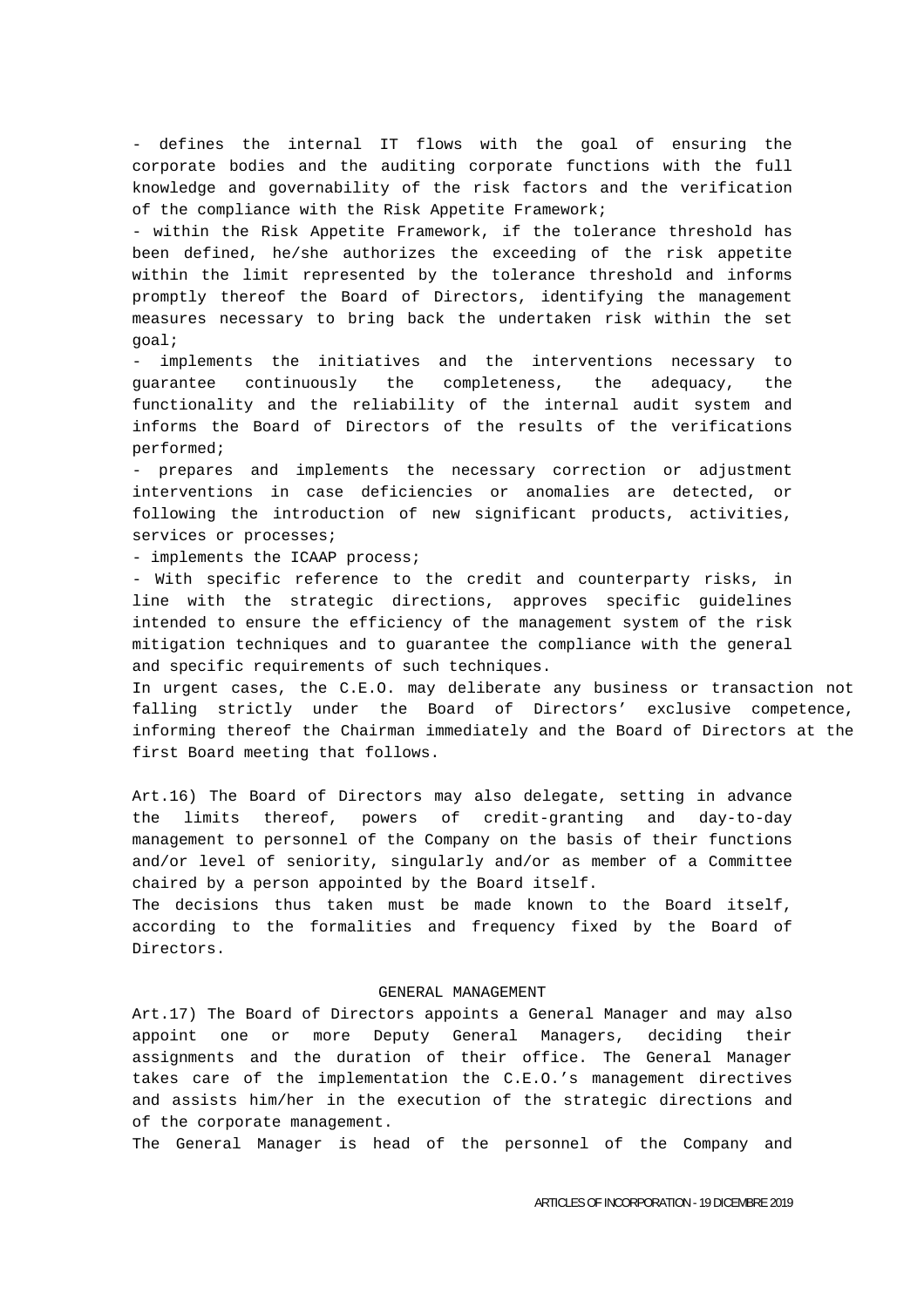- defines the internal IT flows with the goal of ensuring the corporate bodies and the auditing corporate functions with the full knowledge and governability of the risk factors and the verification of the compliance with the Risk Appetite Framework;

- within the Risk Appetite Framework, if the tolerance threshold has been defined, he/she authorizes the exceeding of the risk appetite within the limit represented by the tolerance threshold and informs promptly thereof the Board of Directors, identifying the management measures necessary to bring back the undertaken risk within the set goal;

- implements the initiatives and the interventions necessary to guarantee continuously the completeness, the adequacy, the functionality and the reliability of the internal audit system and informs the Board of Directors of the results of the verifications performed;

- prepares and implements the necessary correction or adjustment interventions in case deficiencies or anomalies are detected, or following the introduction of new significant products, activities, services or processes;

- implements the ICAAP process;

- With specific reference to the credit and counterparty risks, in line with the strategic directions, approves specific guidelines intended to ensure the efficiency of the management system of the risk mitigation techniques and to guarantee the compliance with the general and specific requirements of such techniques.

In urgent cases, the C.E.O. may deliberate any business or transaction not falling strictly under the Board of Directors' exclusive competence, informing thereof the Chairman immediately and the Board of Directors at the first Board meeting that follows.

Art.16) The Board of Directors may also delegate, setting in advance the limits thereof, powers of credit-granting and day-to-day management to personnel of the Company on the basis of their functions and/or level of seniority, singularly and/or as member of a Committee chaired by a person appointed by the Board itself.

The decisions thus taken must be made known to the Board itself, according to the formalities and frequency fixed by the Board of Directors.

## GENERAL MANAGEMENT

Art.17) The Board of Directors appoints a General Manager and may also appoint one or more Deputy General Managers, deciding their assignments and the duration of their office. The General Manager takes care of the implementation the C.E.O.'s management directives and assists him/her in the execution of the strategic directions and of the corporate management.

The General Manager is head of the personnel of the Company and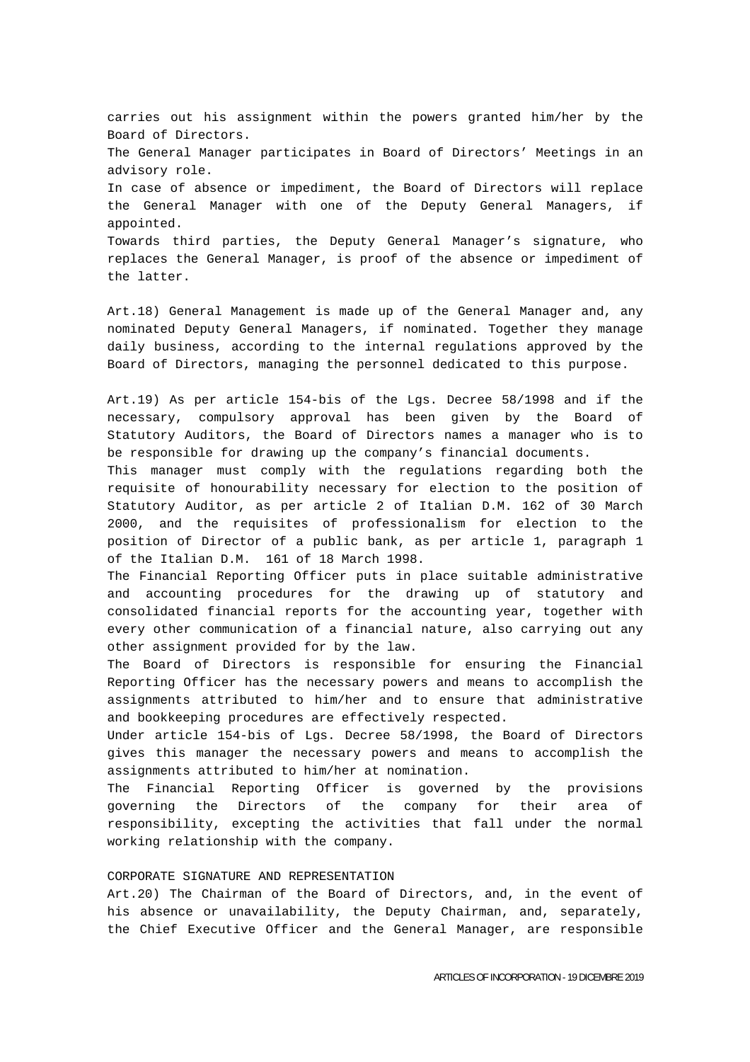carries out his assignment within the powers granted him/her by the Board of Directors.

The General Manager participates in Board of Directors' Meetings in an advisory role.

In case of absence or impediment, the Board of Directors will replace the General Manager with one of the Deputy General Managers, if appointed.

Towards third parties, the Deputy General Manager's signature, who replaces the General Manager, is proof of the absence or impediment of the latter.

Art.18) General Management is made up of the General Manager and, any nominated Deputy General Managers, if nominated. Together they manage daily business, according to the internal regulations approved by the Board of Directors, managing the personnel dedicated to this purpose.

Art.19) As per article 154-bis of the Lgs. Decree 58/1998 and if the necessary, compulsory approval has been given by the Board of Statutory Auditors, the Board of Directors names a manager who is to be responsible for drawing up the company's financial documents.

This manager must comply with the regulations regarding both the requisite of honourability necessary for election to the position of Statutory Auditor, as per article 2 of Italian D.M. 162 of 30 March 2000, and the requisites of professionalism for election to the position of Director of a public bank, as per article 1, paragraph 1 of the Italian D.M. 161 of 18 March 1998.

The Financial Reporting Officer puts in place suitable administrative and accounting procedures for the drawing up of statutory and consolidated financial reports for the accounting year, together with every other communication of a financial nature, also carrying out any other assignment provided for by the law.

The Board of Directors is responsible for ensuring the Financial Reporting Officer has the necessary powers and means to accomplish the assignments attributed to him/her and to ensure that administrative and bookkeeping procedures are effectively respected.

Under article 154-bis of Lgs. Decree 58/1998, the Board of Directors gives this manager the necessary powers and means to accomplish the assignments attributed to him/her at nomination.

The Financial Reporting Officer is governed by the provisions governing the Directors of the company for their area of responsibility, excepting the activities that fall under the normal working relationship with the company.

## CORPORATE SIGNATURE AND REPRESENTATION

Art.20) The Chairman of the Board of Directors, and, in the event of his absence or unavailability, the Deputy Chairman, and, separately, the Chief Executive Officer and the General Manager, are responsible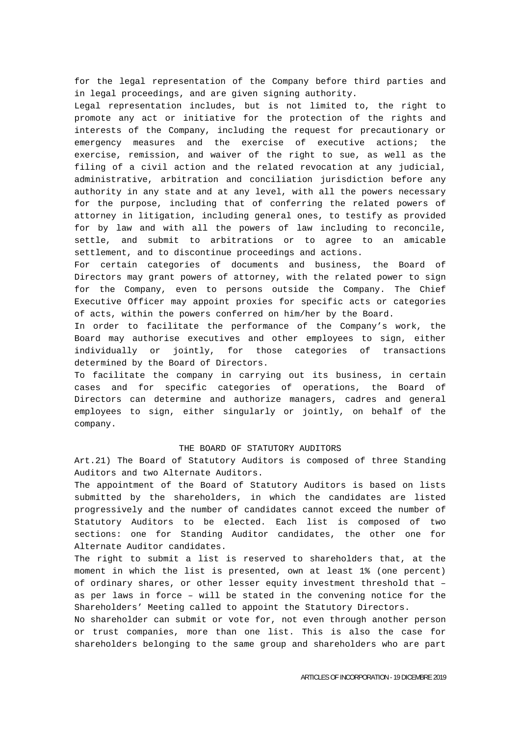for the legal representation of the Company before third parties and in legal proceedings, and are given signing authority.

Legal representation includes, but is not limited to, the right to promote any act or initiative for the protection of the rights and interests of the Company, including the request for precautionary or emergency measures and the exercise of executive actions; the exercise, remission, and waiver of the right to sue, as well as the filing of a civil action and the related revocation at any judicial, administrative, arbitration and conciliation jurisdiction before any authority in any state and at any level, with all the powers necessary for the purpose, including that of conferring the related powers of attorney in litigation, including general ones, to testify as provided for by law and with all the powers of law including to reconcile, settle, and submit to arbitrations or to agree to an amicable settlement, and to discontinue proceedings and actions.

For certain categories of documents and business, the Board of Directors may grant powers of attorney, with the related power to sign for the Company, even to persons outside the Company. The Chief Executive Officer may appoint proxies for specific acts or categories of acts, within the powers conferred on him/her by the Board.

In order to facilitate the performance of the Company's work, the Board may authorise executives and other employees to sign, either individually or jointly, for those categories of transactions determined by the Board of Directors.

To facilitate the company in carrying out its business, in certain cases and for specific categories of operations, the Board of Directors can determine and authorize managers, cadres and general employees to sign, either singularly or jointly, on behalf of the company.

## THE BOARD OF STATUTORY AUDITORS

Art.21) The Board of Statutory Auditors is composed of three Standing Auditors and two Alternate Auditors.

The appointment of the Board of Statutory Auditors is based on lists submitted by the shareholders, in which the candidates are listed progressively and the number of candidates cannot exceed the number of Statutory Auditors to be elected. Each list is composed of two sections: one for Standing Auditor candidates, the other one for Alternate Auditor candidates.

The right to submit a list is reserved to shareholders that, at the moment in which the list is presented, own at least 1% (one percent) of ordinary shares, or other lesser equity investment threshold that – as per laws in force – will be stated in the convening notice for the Shareholders' Meeting called to appoint the Statutory Directors.

No shareholder can submit or vote for, not even through another person or trust companies, more than one list. This is also the case for shareholders belonging to the same group and shareholders who are part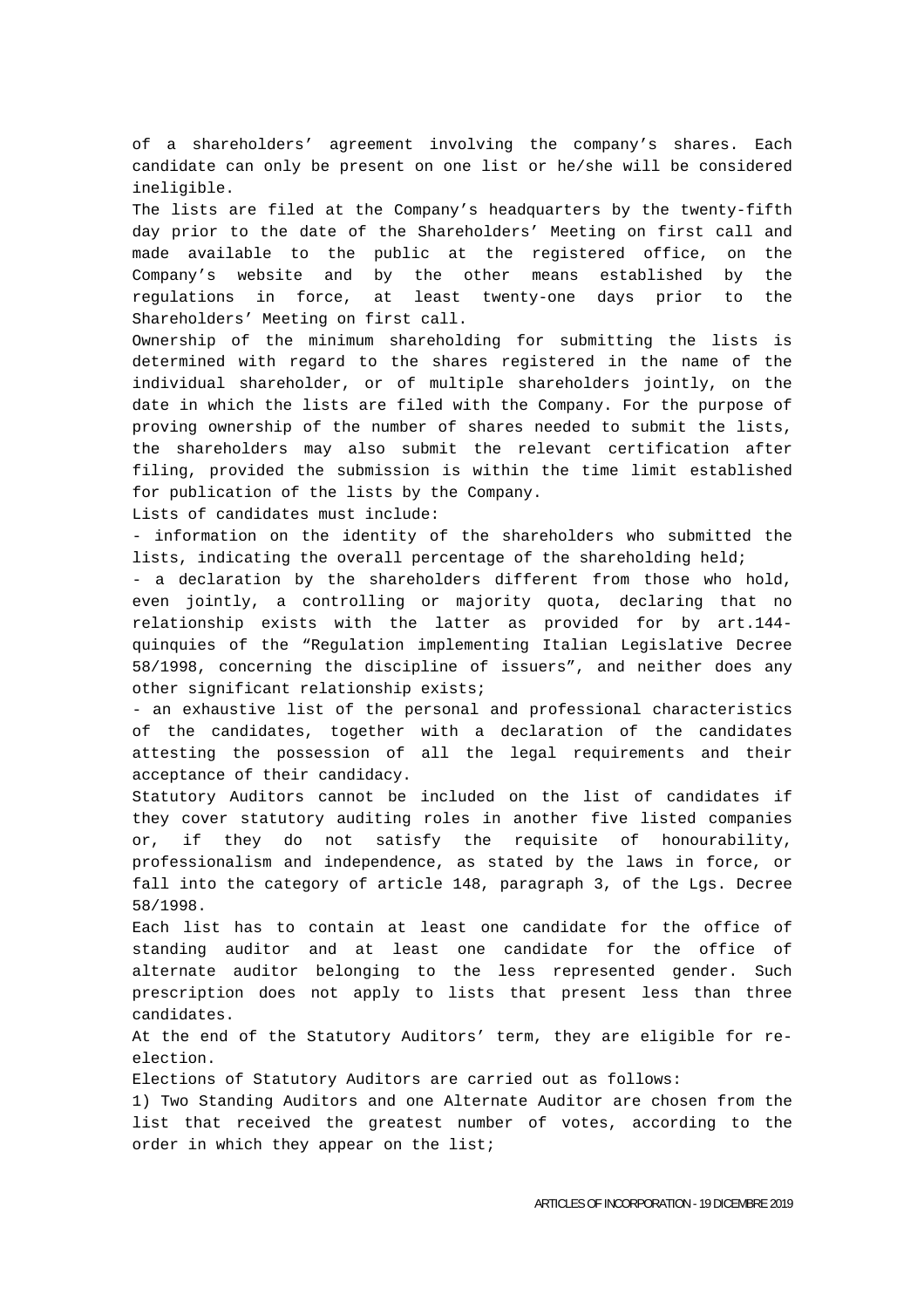of a shareholders' agreement involving the company's shares. Each candidate can only be present on one list or he/she will be considered ineligible.

The lists are filed at the Company's headquarters by the twenty-fifth day prior to the date of the Shareholders' Meeting on first call and made available to the public at the registered office, on the Company's website and by the other means established by the regulations in force, at least twenty-one days prior to the Shareholders' Meeting on first call.

Ownership of the minimum shareholding for submitting the lists is determined with regard to the shares registered in the name of the individual shareholder, or of multiple shareholders jointly, on the date in which the lists are filed with the Company. For the purpose of proving ownership of the number of shares needed to submit the lists, the shareholders may also submit the relevant certification after filing, provided the submission is within the time limit established for publication of the lists by the Company.

Lists of candidates must include:

- information on the identity of the shareholders who submitted the lists, indicating the overall percentage of the shareholding held;
- a declaration by the shareholders different from those who hold, even jointly, a controlling or majority quota, declaring that no relationship exists with the latter as provided for by art.144-quinquies of the "Regulation implementing Italian Legislative Decree 58/1998, concerning the discipline of issuers", and neither does any other significant relationship exists;
- an exhaustive list of the personal and professional characteristics of the candidates, together with a declaration of the candidates attesting the possession of all the legal requirements and their acceptance of their candidacy.

Statutory Auditors cannot be included on the list of candidates if they cover statutory auditing roles in another five listed companies or, if they do not satisfy the requisite of honourability, professionalism and independence, as stated by the laws in force, or fall into the category of article 148, paragraph 3, of the Lgs. Decree 58/1998.

Each list has to contain at least one candidate for the office of standing auditor and at least one candidate for the office of alternate auditor belonging to the less represented gender. Such prescription does not apply to lists that present less than three candidates.

At the end of the Statutory Auditors' term, they are eligible for re-election.

Elections of Statutory Auditors are carried out as follows:

1) Two Standing Auditors and one Alternate Auditor are chosen from the list that received the greatest number of votes, according to the order in which they appear on the list;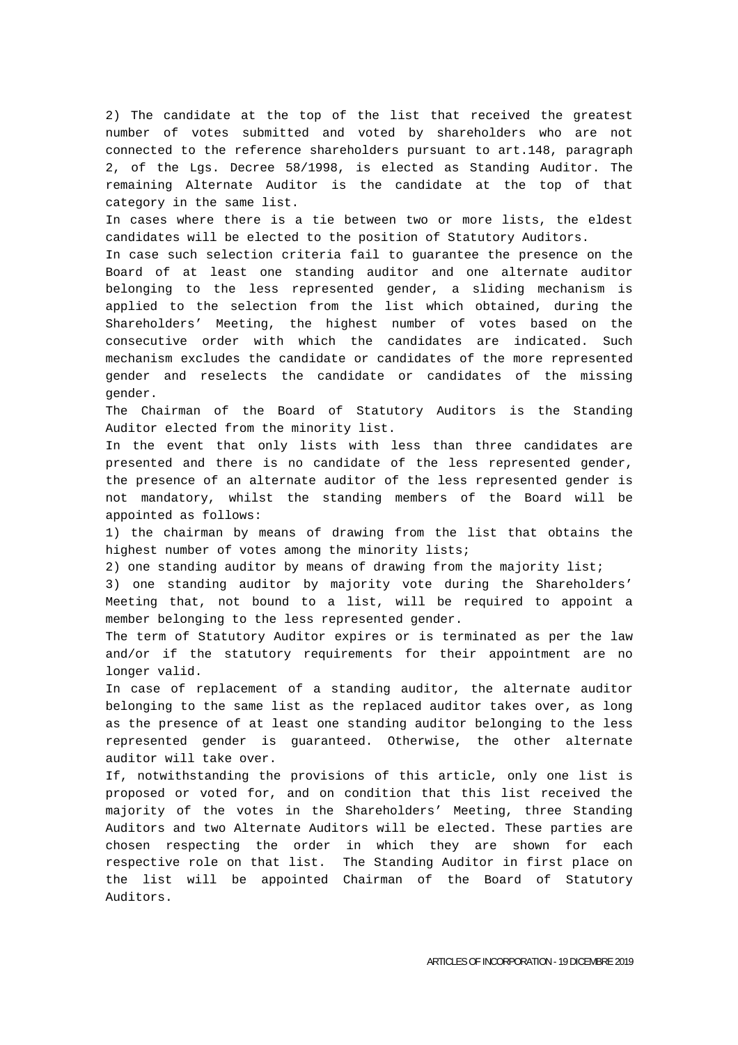2) The candidate at the top of the list that received the greatest number of votes submitted and voted by shareholders who are not connected to the reference shareholders pursuant to art.148, paragraph 2, of the Lgs. Decree 58/1998, is elected as Standing Auditor. The remaining Alternate Auditor is the candidate at the top of that category in the same list.

In cases where there is a tie between two or more lists, the eldest candidates will be elected to the position of Statutory Auditors.

In case such selection criteria fail to guarantee the presence on the Board of at least one standing auditor and one alternate auditor belonging to the less represented gender, a sliding mechanism is applied to the selection from the list which obtained, during the Shareholders' Meeting, the highest number of votes based on the consecutive order with which the candidates are indicated. Such mechanism excludes the candidate or candidates of the more represented gender and reselects the candidate or candidates of the missing gender.

The Chairman of the Board of Statutory Auditors is the Standing Auditor elected from the minority list.

In the event that only lists with less than three candidates are presented and there is no candidate of the less represented gender, the presence of an alternate auditor of the less represented gender is not mandatory, whilst the standing members of the Board will be appointed as follows:

1) the chairman by means of drawing from the list that obtains the highest number of votes among the minority lists;
2) one standing auditor by means of drawing from the majority list;
3) one standing auditor by majority vote during the Shareholders' Meeting that, not bound to a list, will be required to appoint a member belonging to the less represented gender.

The term of Statutory Auditor expires or is terminated as per the law and/or if the statutory requirements for their appointment are no longer valid.

In case of replacement of a standing auditor, the alternate auditor belonging to the same list as the replaced auditor takes over, as long as the presence of at least one standing auditor belonging to the less represented gender is guaranteed. Otherwise, the other alternate auditor will take over.

If, notwithstanding the provisions of this article, only one list is proposed or voted for, and on condition that this list received the majority of the votes in the Shareholders' Meeting, three Standing Auditors and two Alternate Auditors will be elected. These parties are chosen respecting the order in which they are shown for each respective role on that list. The Standing Auditor in first place on the list will be appointed Chairman of the Board of Statutory Auditors.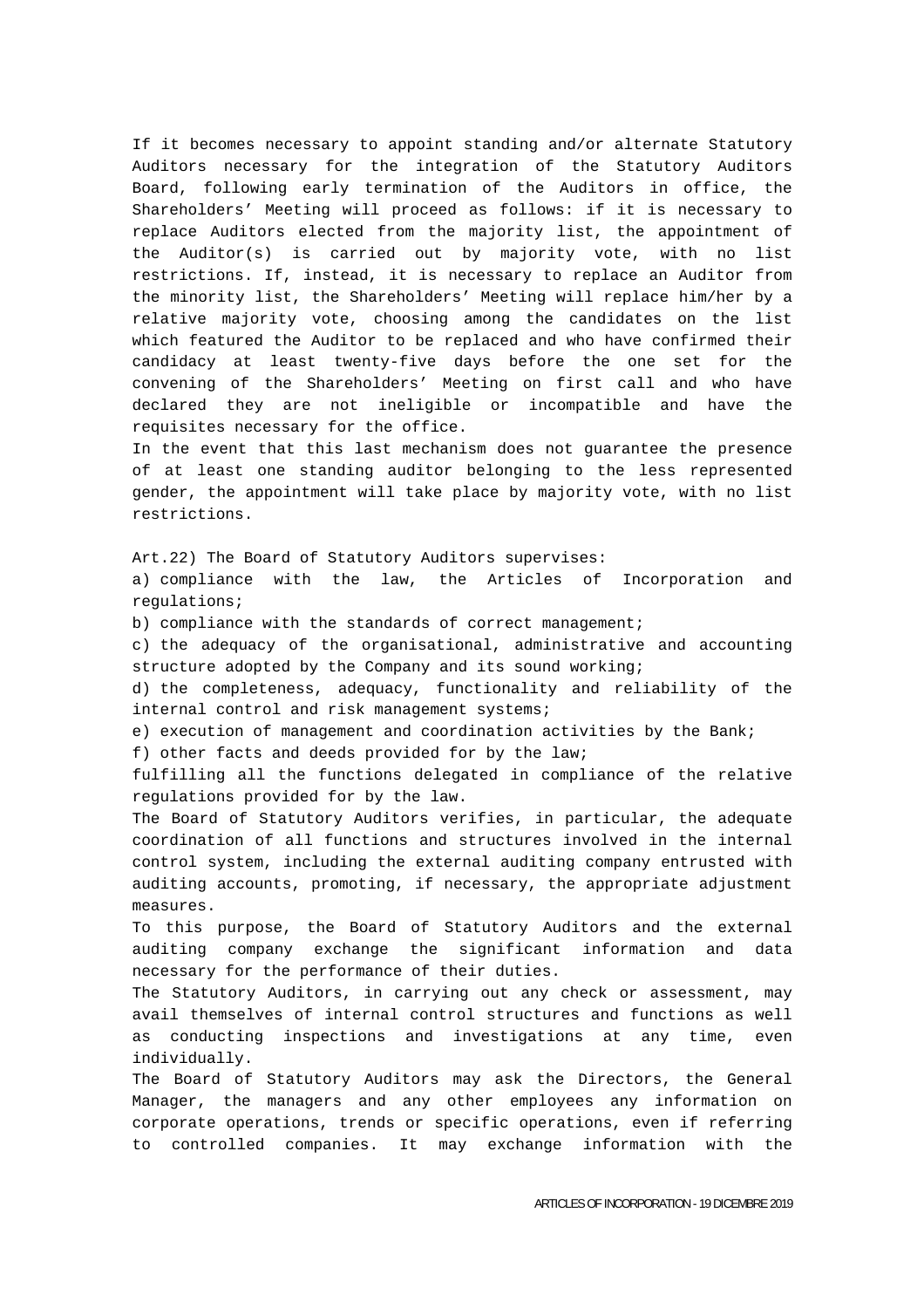If it becomes necessary to appoint standing and/or alternate Statutory Auditors necessary for the integration of the Statutory Auditors Board, following early termination of the Auditors in office, the Shareholders' Meeting will proceed as follows: if it is necessary to replace Auditors elected from the majority list, the appointment of the Auditor(s) is carried out by majority vote, with no list restrictions. If, instead, it is necessary to replace an Auditor from the minority list, the Shareholders' Meeting will replace him/her by a relative majority vote, choosing among the candidates on the list which featured the Auditor to be replaced and who have confirmed their candidacy at least twenty-five days before the one set for the convening of the Shareholders' Meeting on first call and who have declared they are not ineligible or incompatible and have the requisites necessary for the office.

In the event that this last mechanism does not guarantee the presence of at least one standing auditor belonging to the less represented gender, the appointment will take place by majority vote, with no list restrictions.

Art.22) The Board of Statutory Auditors supervises:

a) compliance with the law, the Articles of Incorporation and regulations;

b) compliance with the standards of correct management;

c) the adequacy of the organisational, administrative and accounting structure adopted by the Company and its sound working;

d) the completeness, adequacy, functionality and reliability of the internal control and risk management systems;

e) execution of management and coordination activities by the Bank;

f) other facts and deeds provided for by the law;

fulfilling all the functions delegated in compliance of the relative regulations provided for by the law.

The Board of Statutory Auditors verifies, in particular, the adequate coordination of all functions and structures involved in the internal control system, including the external auditing company entrusted with auditing accounts, promoting, if necessary, the appropriate adjustment measures.

To this purpose, the Board of Statutory Auditors and the external auditing company exchange the significant information and data necessary for the performance of their duties.

The Statutory Auditors, in carrying out any check or assessment, may avail themselves of internal control structures and functions as well as conducting inspections and investigations at any time, even individually.

The Board of Statutory Auditors may ask the Directors, the General Manager, the managers and any other employees any information on corporate operations, trends or specific operations, even if referring to controlled companies. It may exchange information with the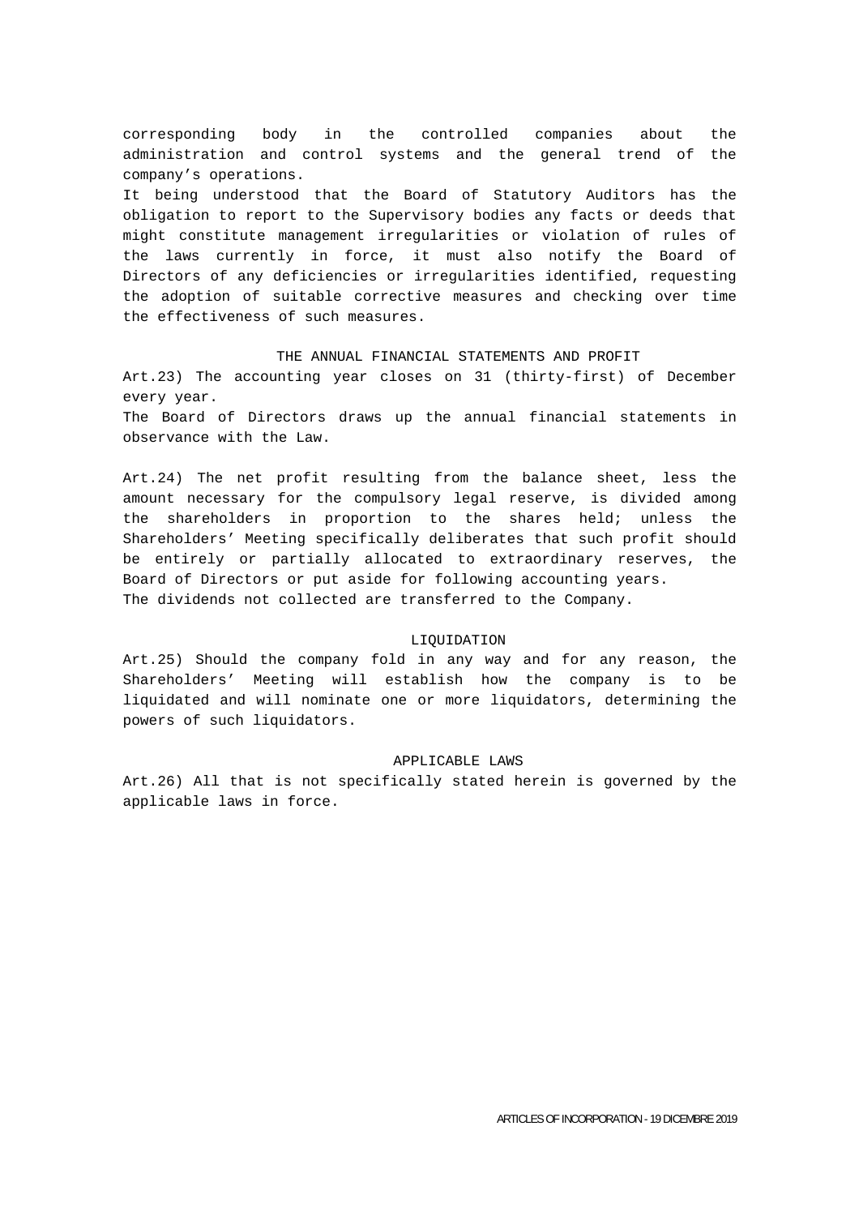corresponding body in the controlled companies about the administration and control systems and the general trend of the company's operations.

It being understood that the Board of Statutory Auditors has the obligation to report to the Supervisory bodies any facts or deeds that might constitute management irregularities or violation of rules of the laws currently in force, it must also notify the Board of Directors of any deficiencies or irregularities identified, requesting the adoption of suitable corrective measures and checking over time the effectiveness of such measures.

## THE ANNUAL FINANCIAL STATEMENTS AND PROFIT

Art.23) The accounting year closes on 31 (thirty-first) of December every year.

The Board of Directors draws up the annual financial statements in observance with the Law.

Art.24) The net profit resulting from the balance sheet, less the amount necessary for the compulsory legal reserve, is divided among the shareholders in proportion to the shares held; unless the Shareholders' Meeting specifically deliberates that such profit should be entirely or partially allocated to extraordinary reserves, the Board of Directors or put aside for following accounting years.

The dividends not collected are transferred to the Company.

## LIQUIDATION

Art.25) Should the company fold in any way and for any reason, the Shareholders' Meeting will establish how the company is to be liquidated and will nominate one or more liquidators, determining the powers of such liquidators.

## APPLICABLE LAWS

Art.26) All that is not specifically stated herein is governed by the applicable laws in force.